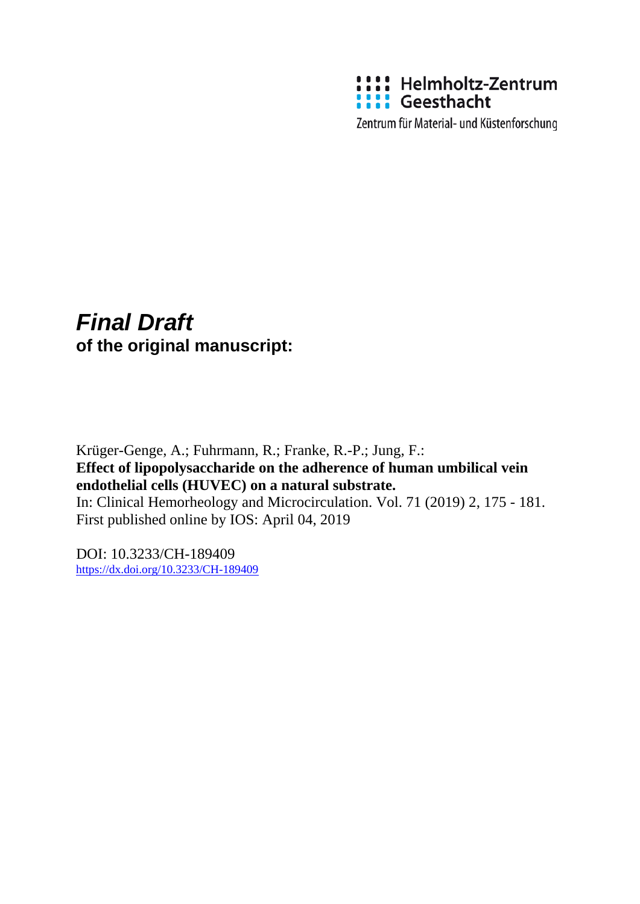Helmholtz-Zentrum Geesthacht

Zentrum für Material- und Küstenforschung

# *Final Draft*

**of the original manuscript:**

Krüger-Genge, A.; Fuhrmann, R.; Franke, R.-P.; Jung, F.:
**Effect of lipopolysaccharide on the adherence of human umbilical vein endothelial cells (HUVEC) on a natural substrate.**
In: Clinical Hemorheology and Microcirculation. Vol. 71 (2019) 2, 175 - 181.
First published online by IOS: April 04, 2019

DOI: 10.3233/CH-189409
https://dx.doi.org/10.3233/CH-189409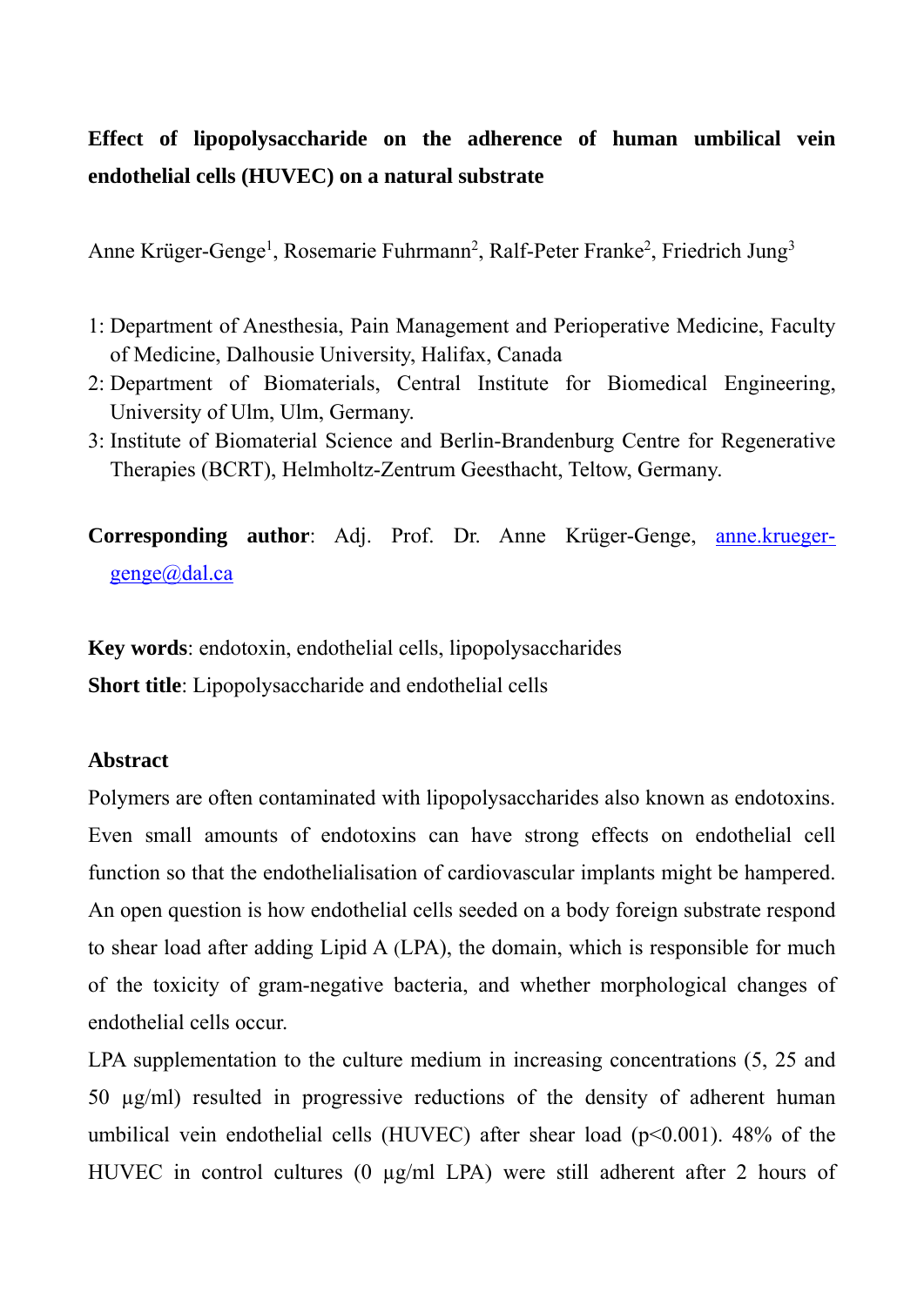**Effect of lipopolysaccharide on the adherence of human umbilical vein endothelial cells (HUVEC) on a natural substrate**

Anne Krüger-Genge[1], Rosemarie Fuhrmann[2], Ralf-Peter Franke[2], Friedrich Jung[3]

1: Department of Anesthesia, Pain Management and Perioperative Medicine, Faculty of Medicine, Dalhousie University, Halifax, Canada
2: Department of Biomaterials, Central Institute for Biomedical Engineering, University of Ulm, Ulm, Germany.
3: Institute of Biomaterial Science and Berlin-Brandenburg Centre for Regenerative Therapies (BCRT), Helmholtz-Zentrum Geesthacht, Teltow, Germany.

**Corresponding author**: Adj. Prof. Dr. Anne Krüger-Genge, anne.krueger-genge@dal.ca

**Key words**: endotoxin, endothelial cells, lipopolysaccharides

**Short title**: Lipopolysaccharide and endothelial cells

**Abstract**

Polymers are often contaminated with lipopolysaccharides also known as endotoxins. Even small amounts of endotoxins can have strong effects on endothelial cell function so that the endothelialisation of cardiovascular implants might be hampered. An open question is how endothelial cells seeded on a body foreign substrate respond to shear load after adding Lipid A (LPA), the domain, which is responsible for much of the toxicity of gram-negative bacteria, and whether morphological changes of endothelial cells occur.

LPA supplementation to the culture medium in increasing concentrations (5, 25 and 50 µg/ml) resulted in progressive reductions of the density of adherent human umbilical vein endothelial cells (HUVEC) after shear load ($p<0.001$). 48% of the HUVEC in control cultures (0 µg/ml LPA) were still adherent after 2 hours of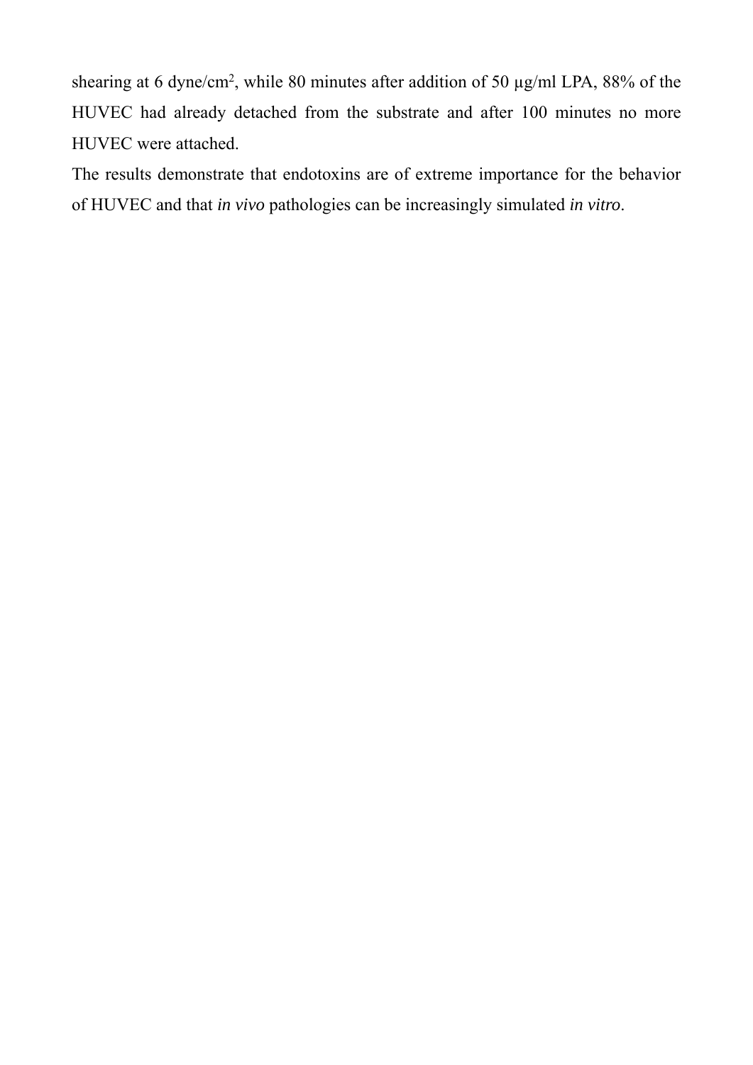shearing at 6 dyne/cm$^2$, while 80 minutes after addition of 50 µg/ml LPA, 88% of the HUVEC had already detached from the substrate and after 100 minutes no more HUVEC were attached.

The results demonstrate that endotoxins are of extreme importance for the behavior of HUVEC and that *in vivo* pathologies can be increasingly simulated *in vitro*.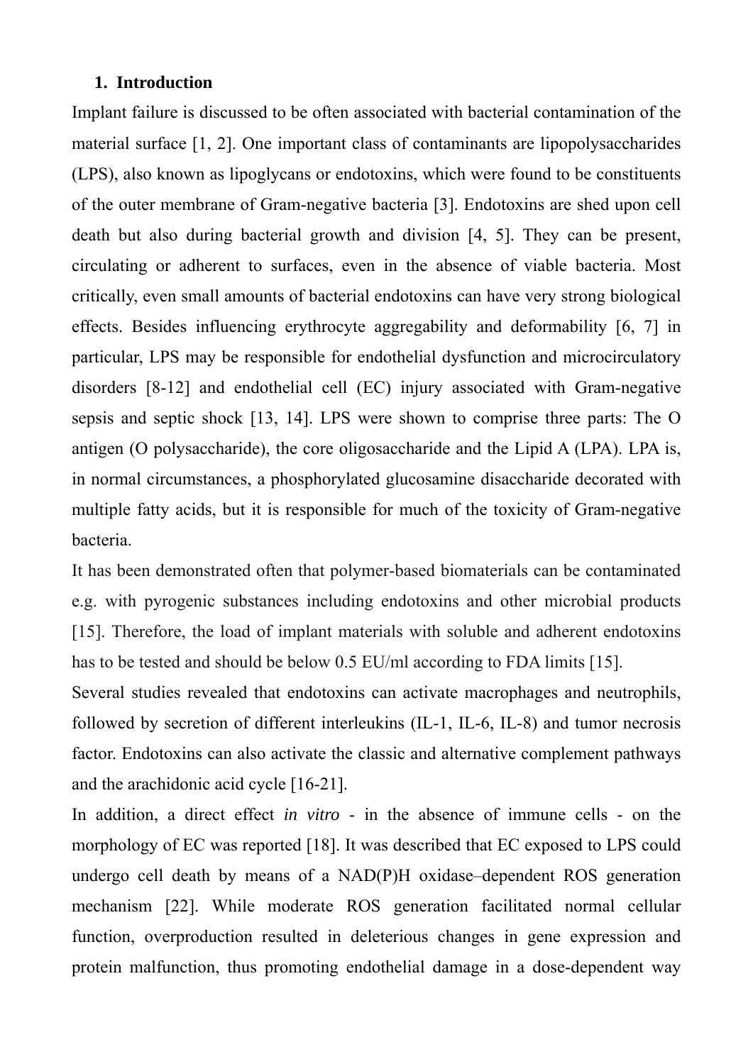## 1. Introduction

Implant failure is discussed to be often associated with bacterial contamination of the material surface [1, 2]. One important class of contaminants are lipopolysaccharides (LPS), also known as lipoglycans or endotoxins, which were found to be constituents of the outer membrane of Gram-negative bacteria [3]. Endotoxins are shed upon cell death but also during bacterial growth and division [4, 5]. They can be present, circulating or adherent to surfaces, even in the absence of viable bacteria. Most critically, even small amounts of bacterial endotoxins can have very strong biological effects. Besides influencing erythrocyte aggregability and deformability [6, 7] in particular, LPS may be responsible for endothelial dysfunction and microcirculatory disorders [8-12] and endothelial cell (EC) injury associated with Gram-negative sepsis and septic shock [13, 14]. LPS were shown to comprise three parts: The O antigen (O polysaccharide), the core oligosaccharide and the Lipid A (LPA). LPA is, in normal circumstances, a phosphorylated glucosamine disaccharide decorated with multiple fatty acids, but it is responsible for much of the toxicity of Gram-negative bacteria.

It has been demonstrated often that polymer-based biomaterials can be contaminated e.g. with pyrogenic substances including endotoxins and other microbial products [15]. Therefore, the load of implant materials with soluble and adherent endotoxins has to be tested and should be below 0.5 EU/ml according to FDA limits [15].

Several studies revealed that endotoxins can activate macrophages and neutrophils, followed by secretion of different interleukins (IL-1, IL-6, IL-8) and tumor necrosis factor. Endotoxins can also activate the classic and alternative complement pathways and the arachidonic acid cycle [16-21].

In addition, a direct effect *in vitro* - in the absence of immune cells - on the morphology of EC was reported [18]. It was described that EC exposed to LPS could undergo cell death by means of a NAD(P)H oxidase–dependent ROS generation mechanism [22]. While moderate ROS generation facilitated normal cellular function, overproduction resulted in deleterious changes in gene expression and protein malfunction, thus promoting endothelial damage in a dose-dependent way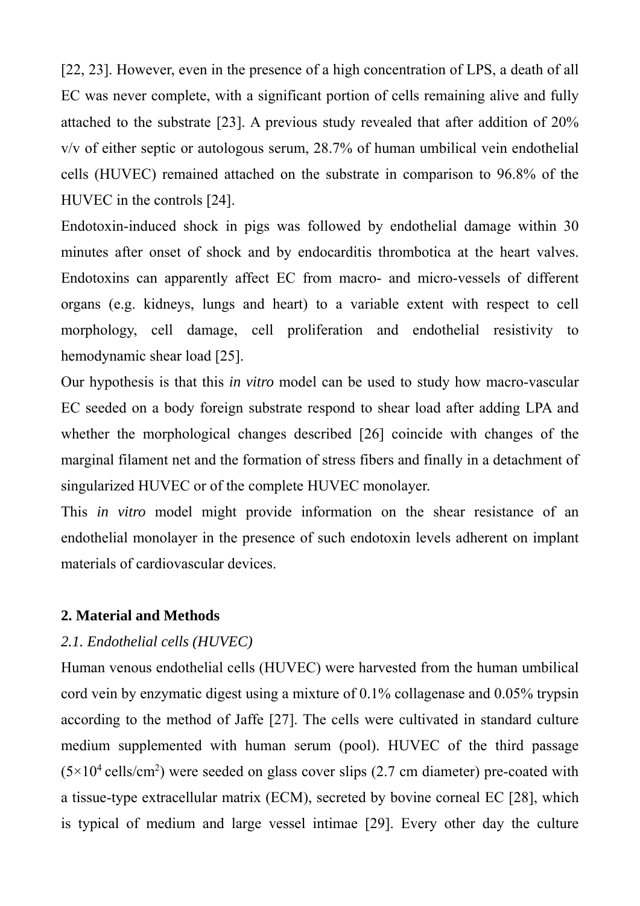[22, 23]. However, even in the presence of a high concentration of LPS, a death of all EC was never complete, with a significant portion of cells remaining alive and fully attached to the substrate [23]. A previous study revealed that after addition of 20% v/v of either septic or autologous serum, 28.7% of human umbilical vein endothelial cells (HUVEC) remained attached on the substrate in comparison to 96.8% of the HUVEC in the controls [24].

Endotoxin-induced shock in pigs was followed by endothelial damage within 30 minutes after onset of shock and by endocarditis thrombotica at the heart valves. Endotoxins can apparently affect EC from macro- and micro-vessels of different organs (e.g. kidneys, lungs and heart) to a variable extent with respect to cell morphology, cell damage, cell proliferation and endothelial resistivity to hemodynamic shear load [25].

Our hypothesis is that this *in vitro* model can be used to study how macro-vascular EC seeded on a body foreign substrate respond to shear load after adding LPA and whether the morphological changes described [26] coincide with changes of the marginal filament net and the formation of stress fibers and finally in a detachment of singularized HUVEC or of the complete HUVEC monolayer.

This *in vitro* model might provide information on the shear resistance of an endothelial monolayer in the presence of such endotoxin levels adherent on implant materials of cardiovascular devices.

## 2. Material and Methods

### *2.1. Endothelial cells (HUVEC)*

Human venous endothelial cells (HUVEC) were harvested from the human umbilical cord vein by enzymatic digest using a mixture of 0.1% collagenase and 0.05% trypsin according to the method of Jaffe [27]. The cells were cultivated in standard culture medium supplemented with human serum (pool). HUVEC of the third passage ($5 \times 10^4$ cells/cm$^2$) were seeded on glass cover slips (2.7 cm diameter) pre-coated with a tissue-type extracellular matrix (ECM), secreted by bovine corneal EC [28], which is typical of medium and large vessel intimae [29]. Every other day the culture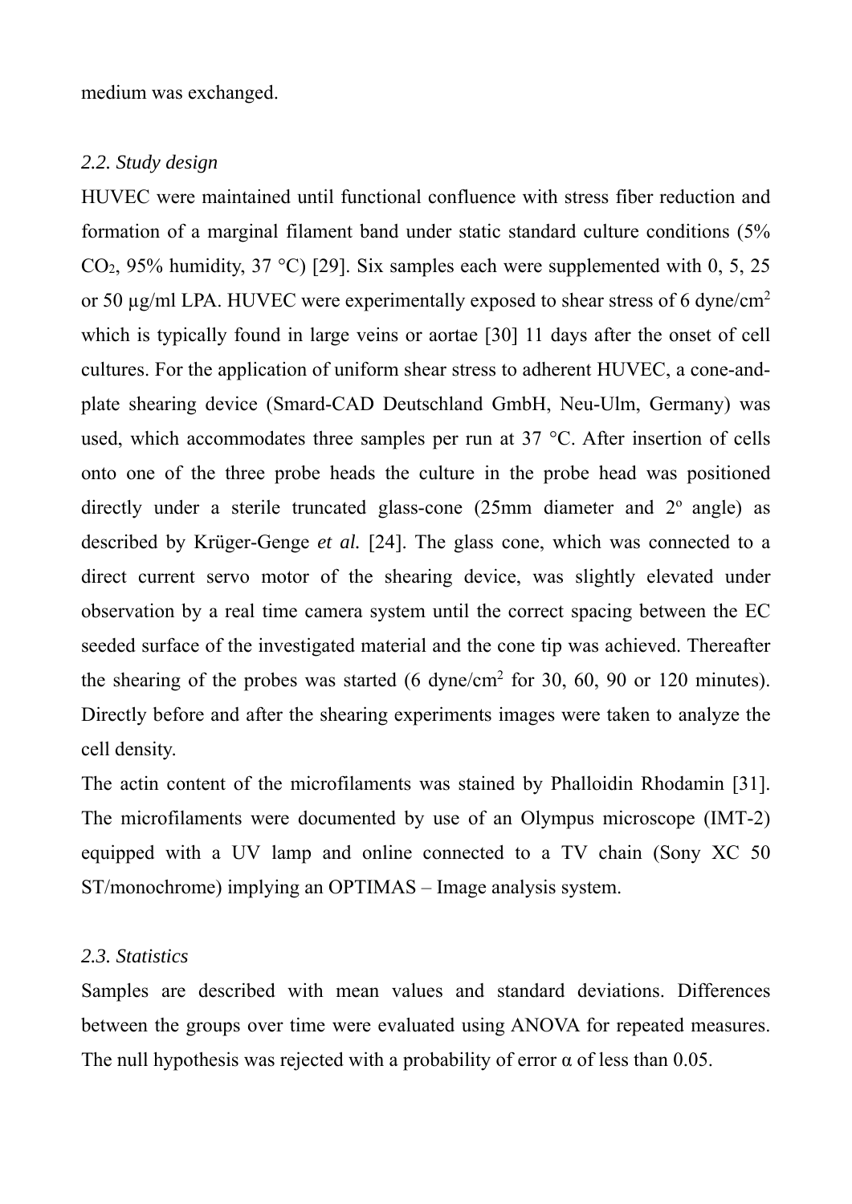medium was exchanged.

### *2.2. Study design*

HUVEC were maintained until functional confluence with stress fiber reduction and formation of a marginal filament band under static standard culture conditions (5% $CO_2$, 95% humidity, 37 °C) [29]. Six samples each were supplemented with 0, 5, 25 or 50 µg/ml LPA. HUVEC were experimentally exposed to shear stress of 6 dyne/cm$^2$ which is typically found in large veins or aortae [30] 11 days after the onset of cell cultures. For the application of uniform shear stress to adherent HUVEC, a cone-and-plate shearing device (Smard-CAD Deutschland GmbH, Neu-Ulm, Germany) was used, which accommodates three samples per run at 37 °C. After insertion of cells onto one of the three probe heads the culture in the probe head was positioned directly under a sterile truncated glass-cone (25mm diameter and 2$^o$ angle) as described by Krüger-Genge *et al.* [24]. The glass cone, which was connected to a direct current servo motor of the shearing device, was slightly elevated under observation by a real time camera system until the correct spacing between the EC seeded surface of the investigated material and the cone tip was achieved. Thereafter the shearing of the probes was started (6 dyne/cm$^2$ for 30, 60, 90 or 120 minutes). Directly before and after the shearing experiments images were taken to analyze the cell density.

The actin content of the microfilaments was stained by Phalloidin Rhodamin [31]. The microfilaments were documented by use of an Olympus microscope (IMT-2) equipped with a UV lamp and online connected to a TV chain (Sony XC 50 ST/monochrome) implying an OPTIMAS – Image analysis system.

### *2.3. Statistics*

Samples are described with mean values and standard deviations. Differences between the groups over time were evaluated using ANOVA for repeated measures. The null hypothesis was rejected with a probability of error $\alpha$ of less than 0.05.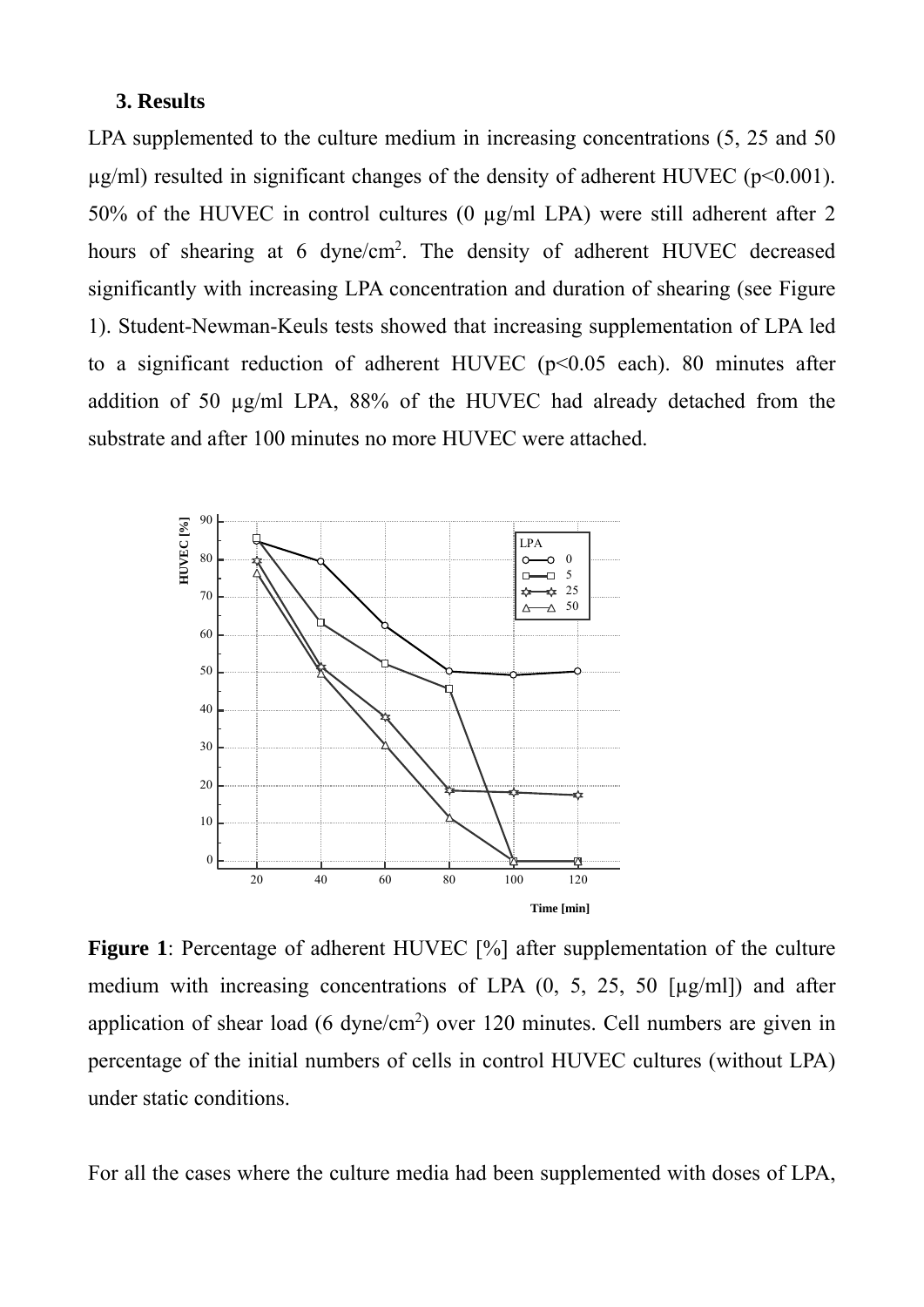### 3. Results

LPA supplemented to the culture medium in increasing concentrations (5, 25 and 50 µg/ml) resulted in significant changes of the density of adherent HUVEC ($p<0.001$). 50% of the HUVEC in control cultures (0 µg/ml LPA) were still adherent after 2 hours of shearing at 6 dyne/cm$^2$. The density of adherent HUVEC decreased significantly with increasing LPA concentration and duration of shearing (see Figure 1). Student-Newman-Keuls tests showed that increasing supplementation of LPA led to a significant reduction of adherent HUVEC ($p<0.05$ each). 80 minutes after addition of 50 µg/ml LPA, 88% of the HUVEC had already detached from the substrate and after 100 minutes no more HUVEC were attached.

**Figure 1**: Percentage of adherent HUVEC [%] after supplementation of the culture medium with increasing concentrations of LPA (0, 5, 25, 50 [µg/ml]) and after application of shear load (6 dyne/cm$^2$) over 120 minutes. Cell numbers are given in percentage of the initial numbers of cells in control HUVEC cultures (without LPA) under static conditions.

For all the cases where the culture media had been supplemented with doses of LPA,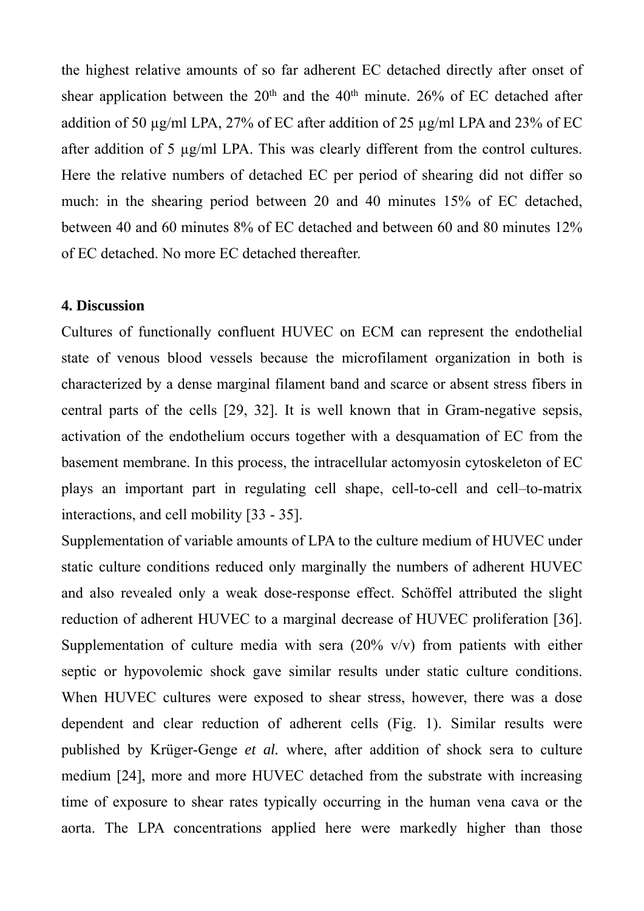the highest relative amounts of so far adherent EC detached directly after onset of shear application between the 20[th] and the 40[th] minute. 26% of EC detached after addition of 50 µg/ml LPA, 27% of EC after addition of 25 µg/ml LPA and 23% of EC after addition of 5 µg/ml LPA. This was clearly different from the control cultures. Here the relative numbers of detached EC per period of shearing did not differ so much: in the shearing period between 20 and 40 minutes 15% of EC detached, between 40 and 60 minutes 8% of EC detached and between 60 and 80 minutes 12% of EC detached. No more EC detached thereafter.

## 4. Discussion

Cultures of functionally confluent HUVEC on ECM can represent the endothelial state of venous blood vessels because the microfilament organization in both is characterized by a dense marginal filament band and scarce or absent stress fibers in central parts of the cells [29, 32]. It is well known that in Gram-negative sepsis, activation of the endothelium occurs together with a desquamation of EC from the basement membrane. In this process, the intracellular actomyosin cytoskeleton of EC plays an important part in regulating cell shape, cell-to-cell and cell–to-matrix interactions, and cell mobility [33 - 35].

Supplementation of variable amounts of LPA to the culture medium of HUVEC under static culture conditions reduced only marginally the numbers of adherent HUVEC and also revealed only a weak dose-response effect. Schöffel attributed the slight reduction of adherent HUVEC to a marginal decrease of HUVEC proliferation [36]. Supplementation of culture media with sera (20% v/v) from patients with either septic or hypovolemic shock gave similar results under static culture conditions. When HUVEC cultures were exposed to shear stress, however, there was a dose dependent and clear reduction of adherent cells (Fig. 1). Similar results were published by Krüger-Genge *et al.* where, after addition of shock sera to culture medium [24], more and more HUVEC detached from the substrate with increasing time of exposure to shear rates typically occurring in the human vena cava or the aorta. The LPA concentrations applied here were markedly higher than those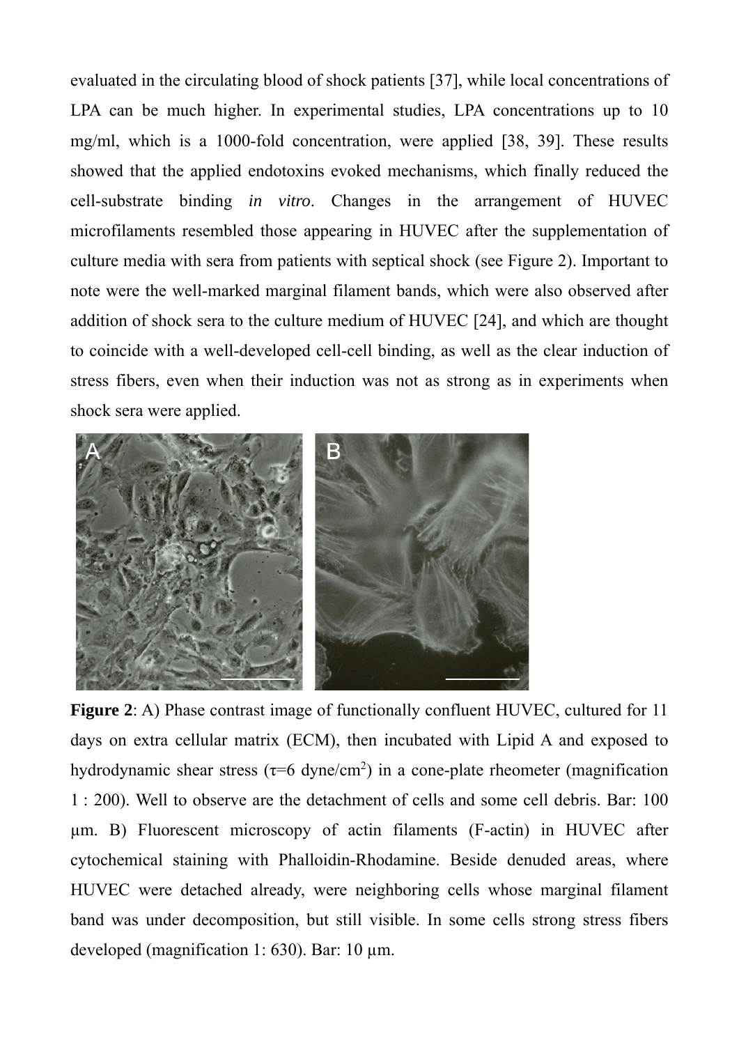evaluated in the circulating blood of shock patients [37], while local concentrations of LPA can be much higher. In experimental studies, LPA concentrations up to 10 mg/ml, which is a 1000-fold concentration, were applied [38, 39]. These results showed that the applied endotoxins evoked mechanisms, which finally reduced the cell-substrate binding *in vitro*. Changes in the arrangement of HUVEC microfilaments resembled those appearing in HUVEC after the supplementation of culture media with sera from patients with septical shock (see Figure 2). Important to note were the well-marked marginal filament bands, which were also observed after addition of shock sera to the culture medium of HUVEC [24], and which are thought to coincide with a well-developed cell-cell binding, as well as the clear induction of stress fibers, even when their induction was not as strong as in experiments when shock sera were applied.

**Figure 2**: A) Phase contrast image of functionally confluent HUVEC, cultured for 11 days on extra cellular matrix (ECM), then incubated with Lipid A and exposed to hydrodynamic shear stress ($\tau$=6 dyne/cm$^2$) in a cone-plate rheometer (magnification 1 : 200). Well to observe are the detachment of cells and some cell debris. Bar: 100 µm. B) Fluorescent microscopy of actin filaments (F-actin) in HUVEC after cytochemical staining with Phalloidin-Rhodamine. Beside denuded areas, where HUVEC were detached already, were neighboring cells whose marginal filament band was under decomposition, but still visible. In some cells strong stress fibers developed (magnification 1: 630). Bar: 10 µm.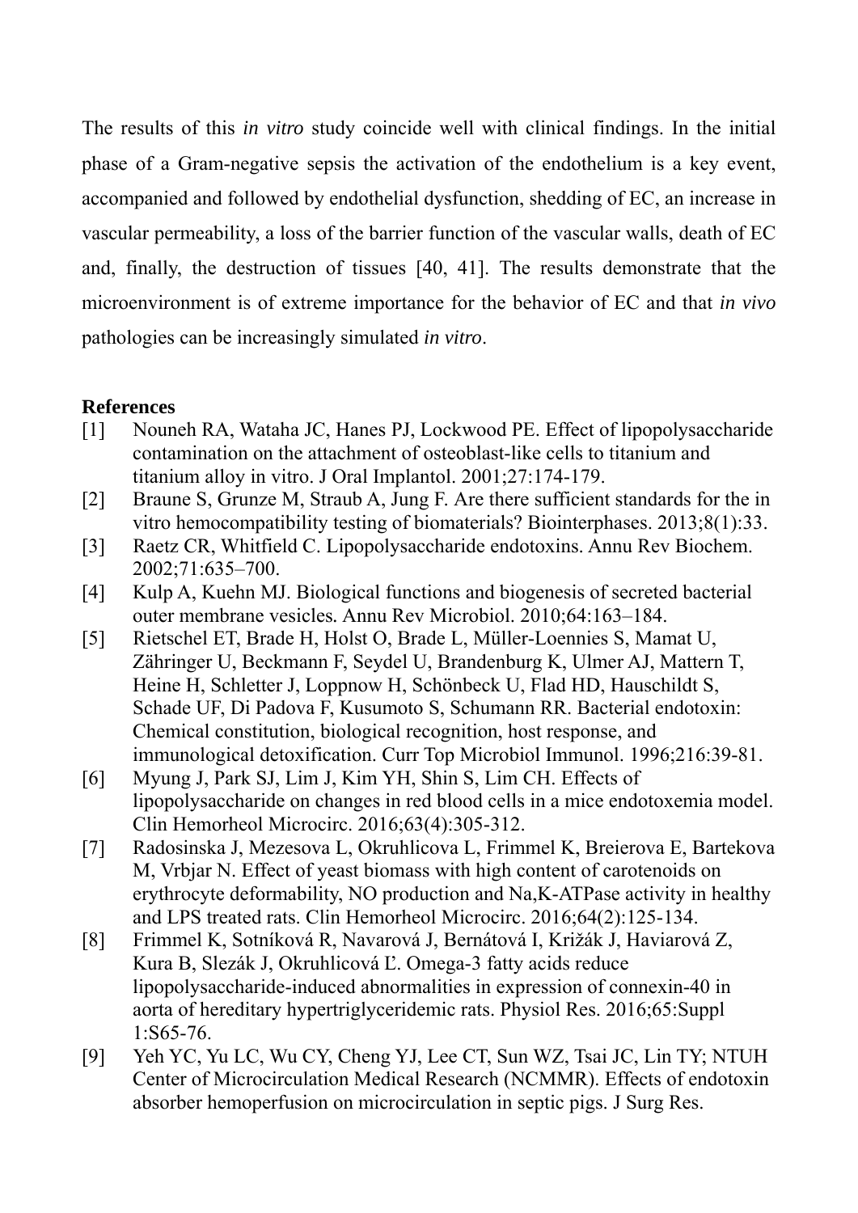The results of this *in vitro* study coincide well with clinical findings. In the initial phase of a Gram-negative sepsis the activation of the endothelium is a key event, accompanied and followed by endothelial dysfunction, shedding of EC, an increase in vascular permeability, a loss of the barrier function of the vascular walls, death of EC and, finally, the destruction of tissues [40, 41]. The results demonstrate that the microenvironment is of extreme importance for the behavior of EC and that *in vivo* pathologies can be increasingly simulated *in vitro*.

**References**

[1] Nouneh RA, Wataha JC, Hanes PJ, Lockwood PE. Effect of lipopolysaccharide contamination on the attachment of osteoblast-like cells to titanium and titanium alloy in vitro. J Oral Implantol. 2001;27:174-179.

[2] Braune S, Grunze M, Straub A, Jung F. Are there sufficient standards for the in vitro hemocompatibility testing of biomaterials? Biointerphases. 2013;8(1):33.

[3] Raetz CR, Whitfield C. Lipopolysaccharide endotoxins. Annu Rev Biochem. 2002;71:635–700.

[4] Kulp A, Kuehn MJ. Biological functions and biogenesis of secreted bacterial outer membrane vesicles. Annu Rev Microbiol. 2010;64:163–184.

[5] Rietschel ET, Brade H, Holst O, Brade L, Müller-Loennies S, Mamat U, Zähringer U, Beckmann F, Seydel U, Brandenburg K, Ulmer AJ, Mattern T, Heine H, Schletter J, Loppnow H, Schönbeck U, Flad HD, Hauschildt S, Schade UF, Di Padova F, Kusumoto S, Schumann RR. Bacterial endotoxin: Chemical constitution, biological recognition, host response, and immunological detoxification. Curr Top Microbiol Immunol. 1996;216:39-81.

[6] Myung J, Park SJ, Lim J, Kim YH, Shin S, Lim CH. Effects of lipopolysaccharide on changes in red blood cells in a mice endotoxemia model. Clin Hemorheol Microcirc. 2016;63(4):305-312.

[7] Radosinska J, Mezesova L, Okruhlicova L, Frimmel K, Breierova E, Bartekova M, Vrbjar N. Effect of yeast biomass with high content of carotenoids on erythrocyte deformability, NO production and Na,K-ATPase activity in healthy and LPS treated rats. Clin Hemorheol Microcirc. 2016;64(2):125-134.

[8] Frimmel K, Sotníková R, Navarová J, Bernátová I, Križák J, Haviarová Z, Kura B, Slezák J, Okruhlicová Ľ. Omega-3 fatty acids reduce lipopolysaccharide-induced abnormalities in expression of connexin-40 in aorta of hereditary hypertriglyceridemic rats. Physiol Res. 2016;65:Suppl 1:S65-76.

[9] Yeh YC, Yu LC, Wu CY, Cheng YJ, Lee CT, Sun WZ, Tsai JC, Lin TY; NTUH Center of Microcirculation Medical Research (NCMMR). Effects of endotoxin absorber hemoperfusion on microcirculation in septic pigs. J Surg Res.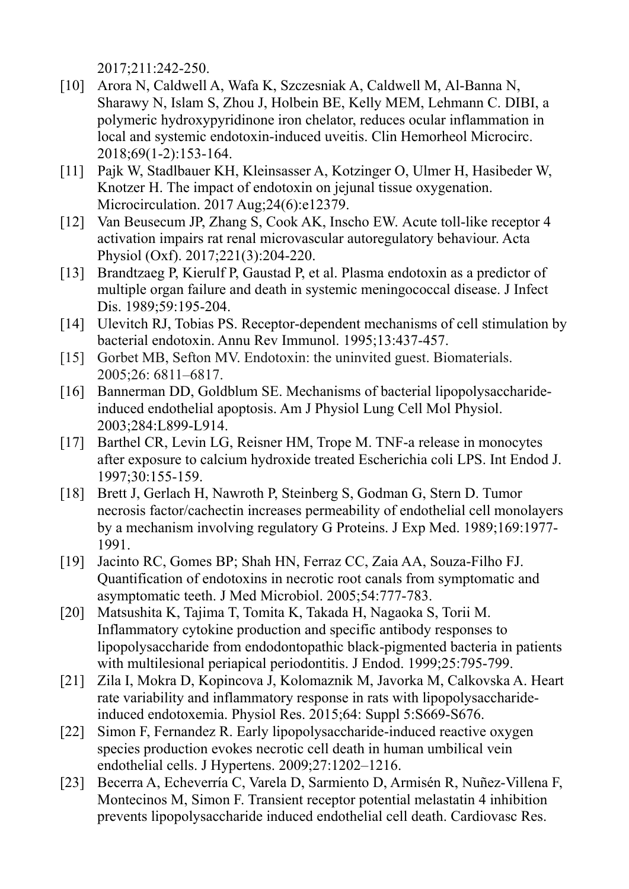2017;211:242-250.

[10] Arora N, Caldwell A, Wafa K, Szczesniak A, Caldwell M, Al-Banna N, Sharawy N, Islam S, Zhou J, Holbein BE, Kelly MEM, Lehmann C. DIBI, a polymeric hydroxypyridinone iron chelator, reduces ocular inflammation in local and systemic endotoxin-induced uveitis. Clin Hemorheol Microcirc. 2018;69(1-2):153-164.

[11] Pajk W, Stadlbauer KH, Kleinsasser A, Kotzinger O, Ulmer H, Hasibeder W, Knotzer H. The impact of endotoxin on jejunal tissue oxygenation. Microcirculation. 2017 Aug;24(6):e12379.

[12] Van Beusecum JP, Zhang S, Cook AK, Inscho EW. Acute toll-like receptor 4 activation impairs rat renal microvascular autoregulatory behaviour. Acta Physiol (Oxf). 2017;221(3):204-220.

[13] Brandtzaeg P, Kierulf P, Gaustad P, et al. Plasma endotoxin as a predictor of multiple organ failure and death in systemic meningococcal disease. J Infect Dis. 1989;59:195-204.

[14] Ulevitch RJ, Tobias PS. Receptor-dependent mechanisms of cell stimulation by bacterial endotoxin. Annu Rev Immunol. 1995;13:437-457.

[15] Gorbet MB, Sefton MV. Endotoxin: the uninvited guest. Biomaterials. 2005;26: 6811–6817.

[16] Bannerman DD, Goldblum SE. Mechanisms of bacterial lipopolysaccharide-induced endothelial apoptosis. Am J Physiol Lung Cell Mol Physiol. 2003;284:L899-L914.

[17] Barthel CR, Levin LG, Reisner HM, Trope M. TNF-a release in monocytes after exposure to calcium hydroxide treated Escherichia coli LPS. Int Endod J. 1997;30:155-159.

[18] Brett J, Gerlach H, Nawroth P, Steinberg S, Godman G, Stern D. Tumor necrosis factor/cachectin increases permeability of endothelial cell monolayers by a mechanism involving regulatory G Proteins. J Exp Med. 1989;169:1977-1991.

[19] Jacinto RC, Gomes BP; Shah HN, Ferraz CC, Zaia AA, Souza-Filho FJ. Quantification of endotoxins in necrotic root canals from symptomatic and asymptomatic teeth. J Med Microbiol. 2005;54:777-783.

[20] Matsushita K, Tajima T, Tomita K, Takada H, Nagaoka S, Torii M. Inflammatory cytokine production and specific antibody responses to lipopolysaccharide from endodontopathic black-pigmented bacteria in patients with multilesional periapical periodontitis. J Endod. 1999;25:795-799.

[21] Zila I, Mokra D, Kopincova J, Kolomaznik M, Javorka M, Calkovska A. Heart rate variability and inflammatory response in rats with lipopolysaccharide-induced endotoxemia. Physiol Res. 2015;64: Suppl 5:S669-S676.

[22] Simon F, Fernandez R. Early lipopolysaccharide-induced reactive oxygen species production evokes necrotic cell death in human umbilical vein endothelial cells. J Hypertens. 2009;27:1202–1216.

[23] Becerra A, Echeverría C, Varela D, Sarmiento D, Armisén R, Nuñez-Villena F, Montecinos M, Simon F. Transient receptor potential melastatin 4 inhibition prevents lipopolysaccharide induced endothelial cell death. Cardiovasc Res.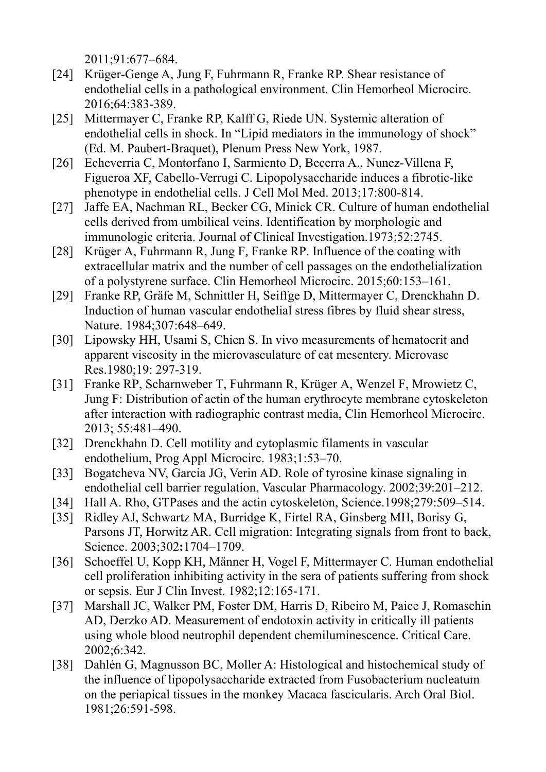2011;91:677–684.

[24] Krüger-Genge A, Jung F, Fuhrmann R, Franke RP. Shear resistance of endothelial cells in a pathological environment. Clin Hemorheol Microcirc. 2016;64:383-389.

[25] Mittermayer C, Franke RP, Kalff G, Riede UN. Systemic alteration of endothelial cells in shock. In "Lipid mediators in the immunology of shock" (Ed. M. Paubert-Braquet), Plenum Press New York, 1987.

[26] Echeverria C, Montorfano I, Sarmiento D, Becerra A., Nunez-Villena F, Figueroa XF, Cabello-Verrugi C. Lipopolysaccharide induces a fibrotic-like phenotype in endothelial cells. J Cell Mol Med. 2013;17:800-814.

[27] Jaffe EA, Nachman RL, Becker CG, Minick CR. Culture of human endothelial cells derived from umbilical veins. Identification by morphologic and immunologic criteria. Journal of Clinical Investigation.1973;52:2745.

[28] Krüger A, Fuhrmann R, Jung F, Franke RP. Influence of the coating with extracellular matrix and the number of cell passages on the endothelialization of a polystyrene surface. Clin Hemorheol Microcirc. 2015;60:153–161.

[29] Franke RP, Gräfe M, Schnittler H, Seiffge D, Mittermayer C, Drenckhahn D. Induction of human vascular endothelial stress fibres by fluid shear stress, Nature. 1984;307:648–649.

[30] Lipowsky HH, Usami S, Chien S. In vivo measurements of hematocrit and apparent viscosity in the microvasculature of cat mesentery. Microvasc Res.1980;19: 297-319.

[31] Franke RP, Scharnweber T, Fuhrmann R, Krüger A, Wenzel F, Mrowietz C, Jung F: Distribution of actin of the human erythrocyte membrane cytoskeleton after interaction with radiographic contrast media, Clin Hemorheol Microcirc. 2013; 55:481–490.

[32] Drenckhahn D. Cell motility and cytoplasmic filaments in vascular endothelium, Prog Appl Microcirc. 1983;1:53–70.

[33] Bogatcheva NV, Garcia JG, Verin AD. Role of tyrosine kinase signaling in endothelial cell barrier regulation, Vascular Pharmacology. 2002;39:201–212.

[34] Hall A. Rho, GTPases and the actin cytoskeleton, Science.1998;279:509–514.

[35] Ridley AJ, Schwartz MA, Burridge K, Firtel RA, Ginsberg MH, Borisy G, Parsons JT, Horwitz AR. Cell migration: Integrating signals from front to back, Science. 2003;302**:**1704–1709.

[36] Schoeffel U, Kopp KH, Männer H, Vogel F, Mittermayer C. Human endothelial cell proliferation inhibiting activity in the sera of patients suffering from shock or sepsis. Eur J Clin Invest. 1982;12:165-171.

[37] Marshall JC, Walker PM, Foster DM, Harris D, Ribeiro M, Paice J, Romaschin AD, Derzko AD. Measurement of endotoxin activity in critically ill patients using whole blood neutrophil dependent chemiluminescence. Critical Care. 2002;6:342.

[38] Dahlén G, Magnusson BC, Moller A: Histological and histochemical study of the influence of lipopolysaccharide extracted from Fusobacterium nucleatum on the periapical tissues in the monkey Macaca fascicularis. Arch Oral Biol. 1981;26:591-598.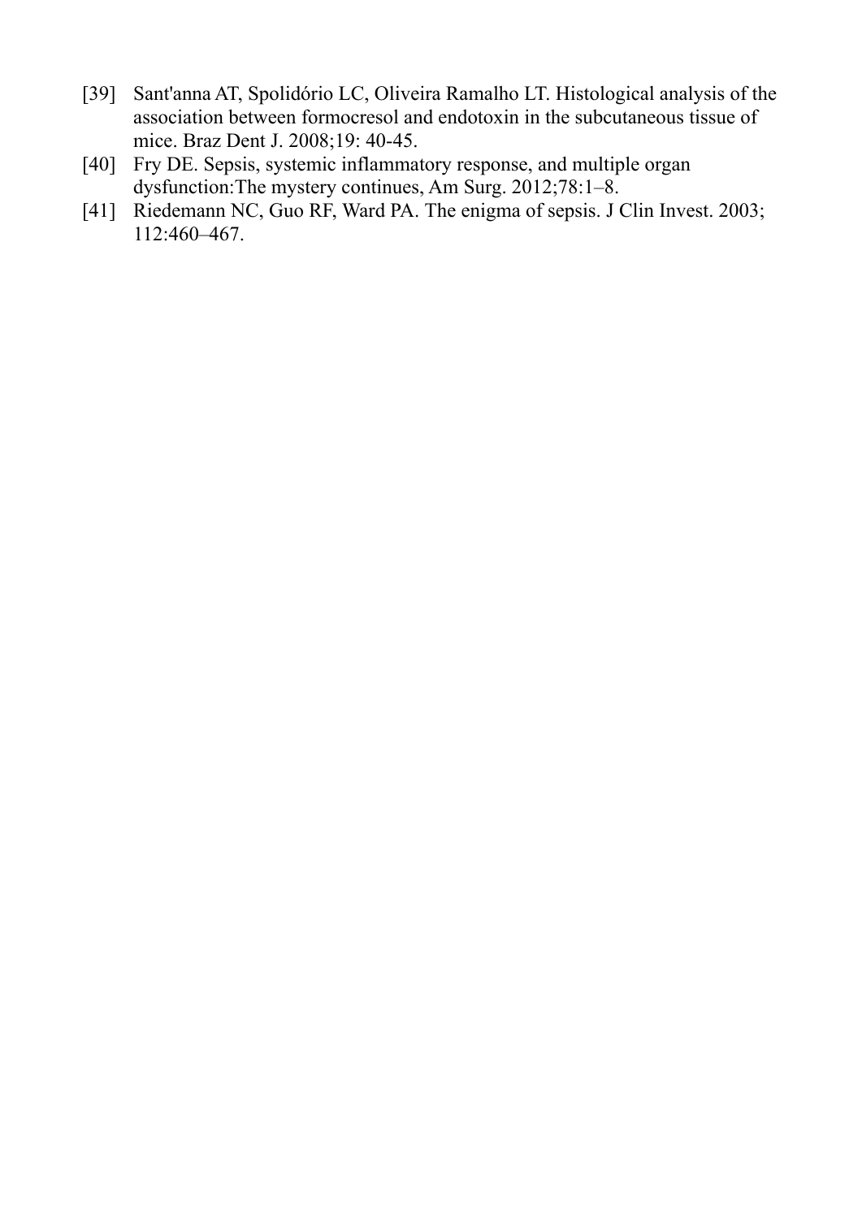[39] Sant'anna AT, Spolidório LC, Oliveira Ramalho LT. Histological analysis of the association between formocresol and endotoxin in the subcutaneous tissue of mice. Braz Dent J. 2008;19: 40-45.

[40] Fry DE. Sepsis, systemic inflammatory response, and multiple organ dysfunction:The mystery continues, Am Surg. 2012;78:1–8.

[41] Riedemann NC, Guo RF, Ward PA. The enigma of sepsis. J Clin Invest. 2003; 112:460–467.